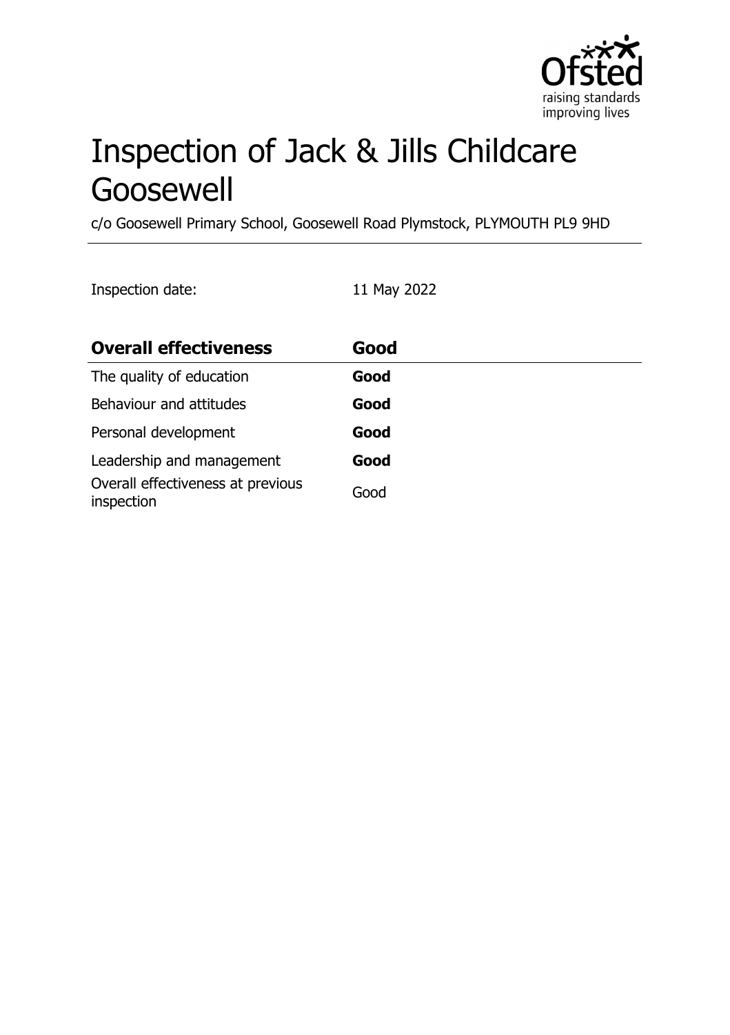# Inspection of Jack & Jills Childcare Goosewell

c/o Goosewell Primary School, Goosewell Road Plymstock, PLYMOUTH PL9 9HD

Inspection date: 11 May 2022

| **Overall effectiveness** | **Good** |
| --- | --- |
| The quality of education | **Good** |
| Behaviour and attitudes | **Good** |
| Personal development | **Good** |
| Leadership and management | **Good** |
| Overall effectiveness at previous inspection | Good |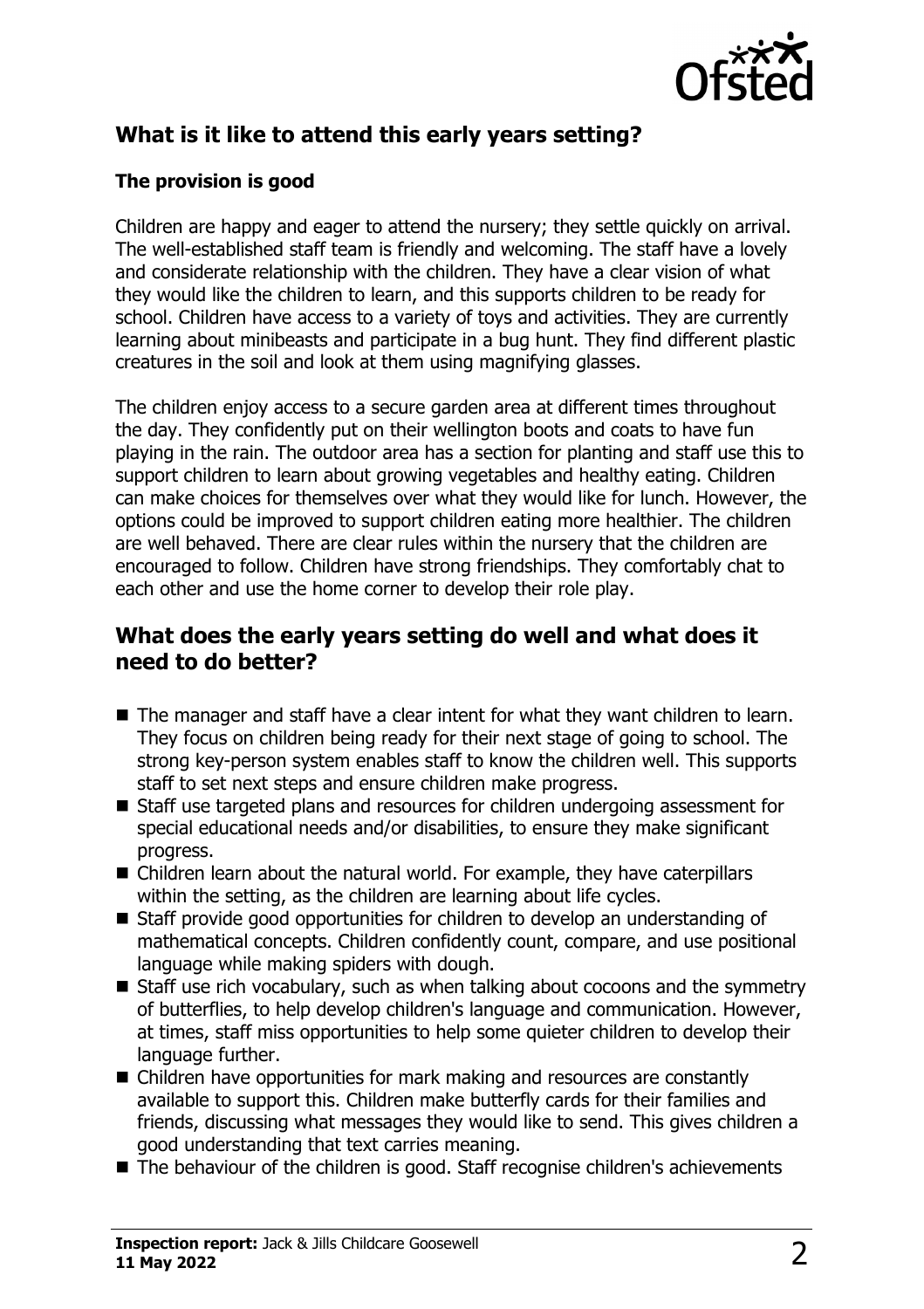## What is it like to attend this early years setting?

### The provision is good

Children are happy and eager to attend the nursery; they settle quickly on arrival. The well-established staff team is friendly and welcoming. The staff have a lovely and considerate relationship with the children. They have a clear vision of what they would like the children to learn, and this supports children to be ready for school. Children have access to a variety of toys and activities. They are currently learning about minibeasts and participate in a bug hunt. They find different plastic creatures in the soil and look at them using magnifying glasses.

The children enjoy access to a secure garden area at different times throughout the day. They confidently put on their wellington boots and coats to have fun playing in the rain. The outdoor area has a section for planting and staff use this to support children to learn about growing vegetables and healthy eating. Children can make choices for themselves over what they would like for lunch. However, the options could be improved to support children eating more healthier. The children are well behaved. There are clear rules within the nursery that the children are encouraged to follow. Children have strong friendships. They comfortably chat to each other and use the home corner to develop their role play.

## What does the early years setting do well and what does it need to do better?

- The manager and staff have a clear intent for what they want children to learn. They focus on children being ready for their next stage of going to school. The strong key-person system enables staff to know the children well. This supports staff to set next steps and ensure children make progress.
- Staff use targeted plans and resources for children undergoing assessment for special educational needs and/or disabilities, to ensure they make significant progress.
- Children learn about the natural world. For example, they have caterpillars within the setting, as the children are learning about life cycles.
- Staff provide good opportunities for children to develop an understanding of mathematical concepts. Children confidently count, compare, and use positional language while making spiders with dough.
- Staff use rich vocabulary, such as when talking about cocoons and the symmetry of butterflies, to help develop children's language and communication. However, at times, staff miss opportunities to help some quieter children to develop their language further.
- Children have opportunities for mark making and resources are constantly available to support this. Children make butterfly cards for their families and friends, discussing what messages they would like to send. This gives children a good understanding that text carries meaning.
- The behaviour of the children is good. Staff recognise children's achievements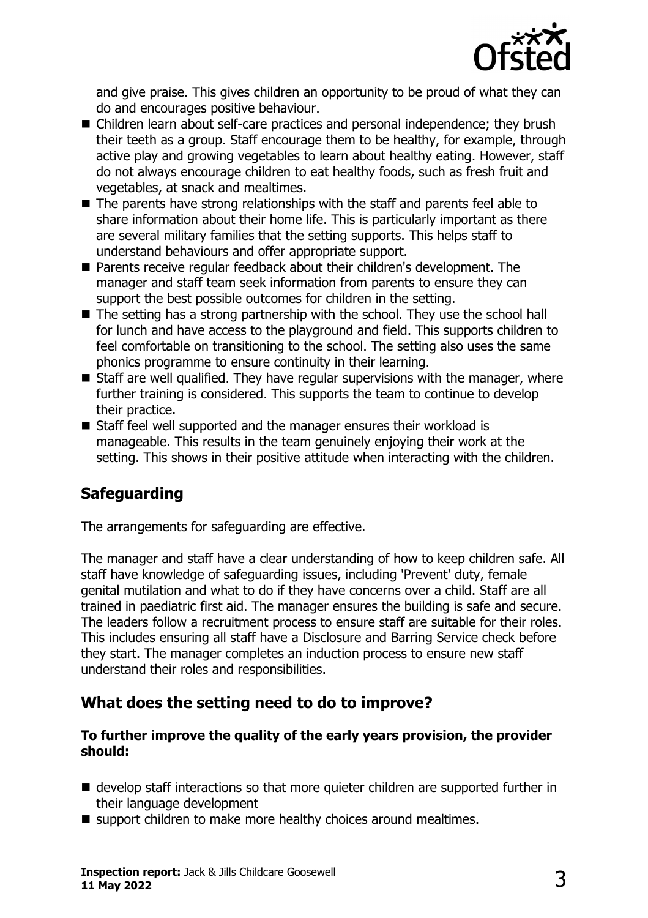and give praise. This gives children an opportunity to be proud of what they can do and encourages positive behaviour.

- Children learn about self-care practices and personal independence; they brush their teeth as a group. Staff encourage them to be healthy, for example, through active play and growing vegetables to learn about healthy eating. However, staff do not always encourage children to eat healthy foods, such as fresh fruit and vegetables, at snack and mealtimes.
- The parents have strong relationships with the staff and parents feel able to share information about their home life. This is particularly important as there are several military families that the setting supports. This helps staff to understand behaviours and offer appropriate support.
- Parents receive regular feedback about their children's development. The manager and staff team seek information from parents to ensure they can support the best possible outcomes for children in the setting.
- The setting has a strong partnership with the school. They use the school hall for lunch and have access to the playground and field. This supports children to feel comfortable on transitioning to the school. The setting also uses the same phonics programme to ensure continuity in their learning.
- Staff are well qualified. They have regular supervisions with the manager, where further training is considered. This supports the team to continue to develop their practice.
- Staff feel well supported and the manager ensures their workload is manageable. This results in the team genuinely enjoying their work at the setting. This shows in their positive attitude when interacting with the children.

## Safeguarding

The arrangements for safeguarding are effective.

The manager and staff have a clear understanding of how to keep children safe. All staff have knowledge of safeguarding issues, including 'Prevent' duty, female genital mutilation and what to do if they have concerns over a child. Staff are all trained in paediatric first aid. The manager ensures the building is safe and secure. The leaders follow a recruitment process to ensure staff are suitable for their roles. This includes ensuring all staff have a Disclosure and Barring Service check before they start. The manager completes an induction process to ensure new staff understand their roles and responsibilities.

## What does the setting need to do to improve?

**To further improve the quality of the early years provision, the provider should:**

- develop staff interactions so that more quieter children are supported further in their language development
- support children to make more healthy choices around mealtimes.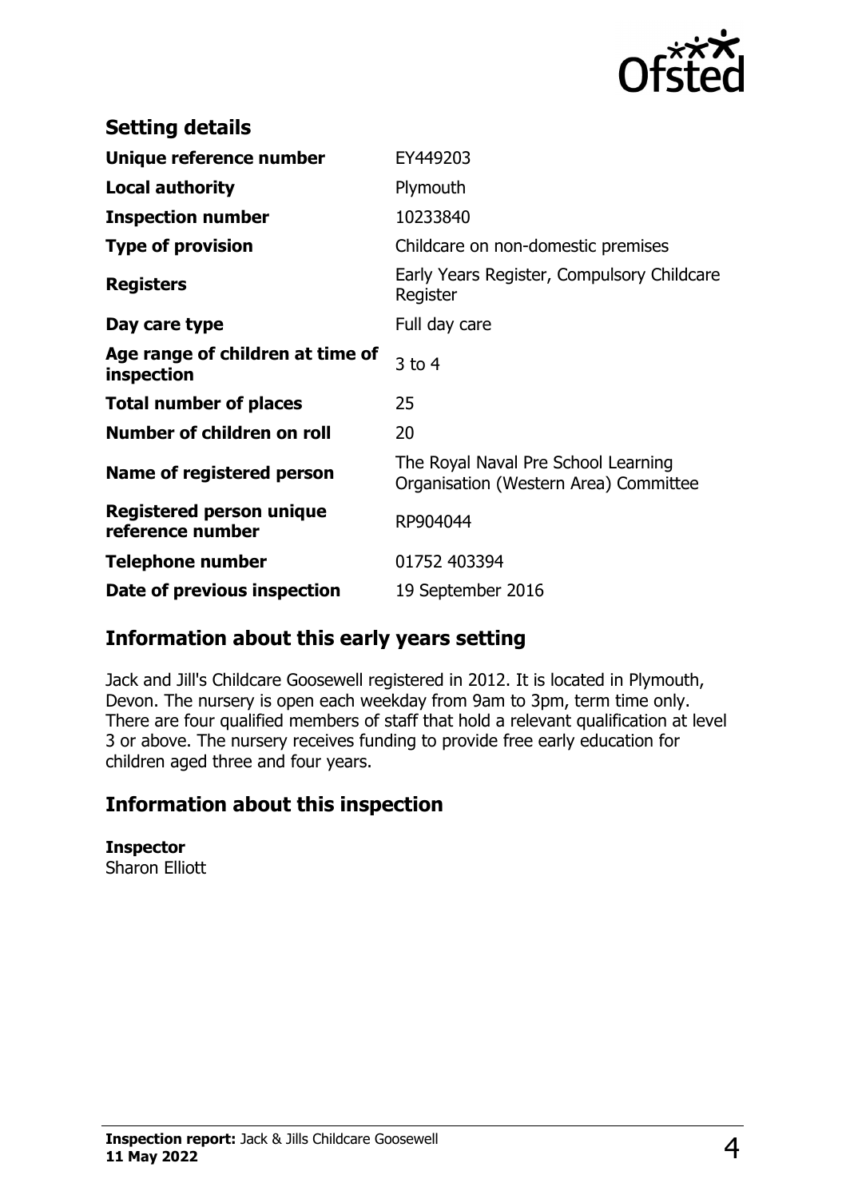## Setting details

| | |
|---|---|
| **Unique reference number** | EY449203 |
| **Local authority** | Plymouth |
| **Inspection number** | 10233840 |
| **Type of provision** | Childcare on non-domestic premises |
| **Registers** | Early Years Register, Compulsory Childcare Register |
| **Day care type** | Full day care |
| **Age range of children at time of inspection** | 3 to 4 |
| **Total number of places** | 25 |
| **Number of children on roll** | 20 |
| **Name of registered person** | The Royal Naval Pre School Learning Organisation (Western Area) Committee |
| **Registered person unique reference number** | RP904044 |
| **Telephone number** | 01752 403394 |
| **Date of previous inspection** | 19 September 2016 |

## Information about this early years setting

Jack and Jill's Childcare Goosewell registered in 2012. It is located in Plymouth, Devon. The nursery is open each weekday from 9am to 3pm, term time only. There are four qualified members of staff that hold a relevant qualification at level 3 or above. The nursery receives funding to provide free early education for children aged three and four years.

## Information about this inspection

**Inspector**
Sharon Elliott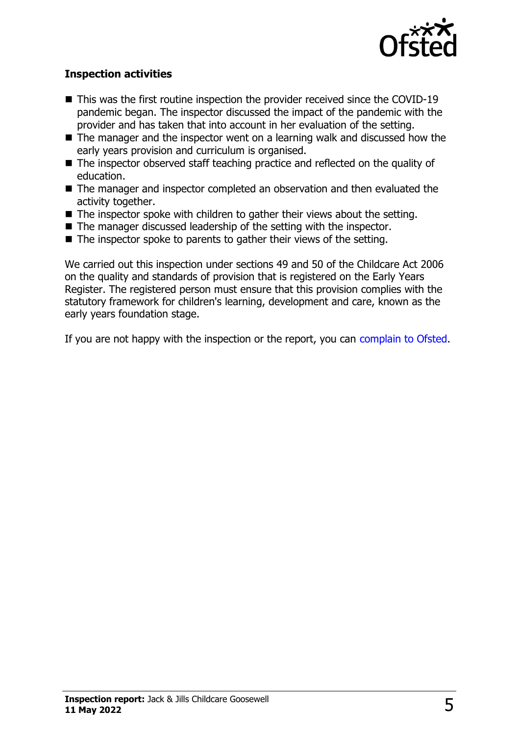### Inspection activities

- This was the first routine inspection the provider received since the COVID-19 pandemic began. The inspector discussed the impact of the pandemic with the provider and has taken that into account in her evaluation of the setting.
- The manager and the inspector went on a learning walk and discussed how the early years provision and curriculum is organised.
- The inspector observed staff teaching practice and reflected on the quality of education.
- The manager and inspector completed an observation and then evaluated the activity together.
- The inspector spoke with children to gather their views about the setting.
- The manager discussed leadership of the setting with the inspector.
- The inspector spoke to parents to gather their views of the setting.

We carried out this inspection under sections 49 and 50 of the Childcare Act 2006 on the quality and standards of provision that is registered on the Early Years Register. The registered person must ensure that this provision complies with the statutory framework for children's learning, development and care, known as the early years foundation stage.

If you are not happy with the inspection or the report, you can complain to Ofsted.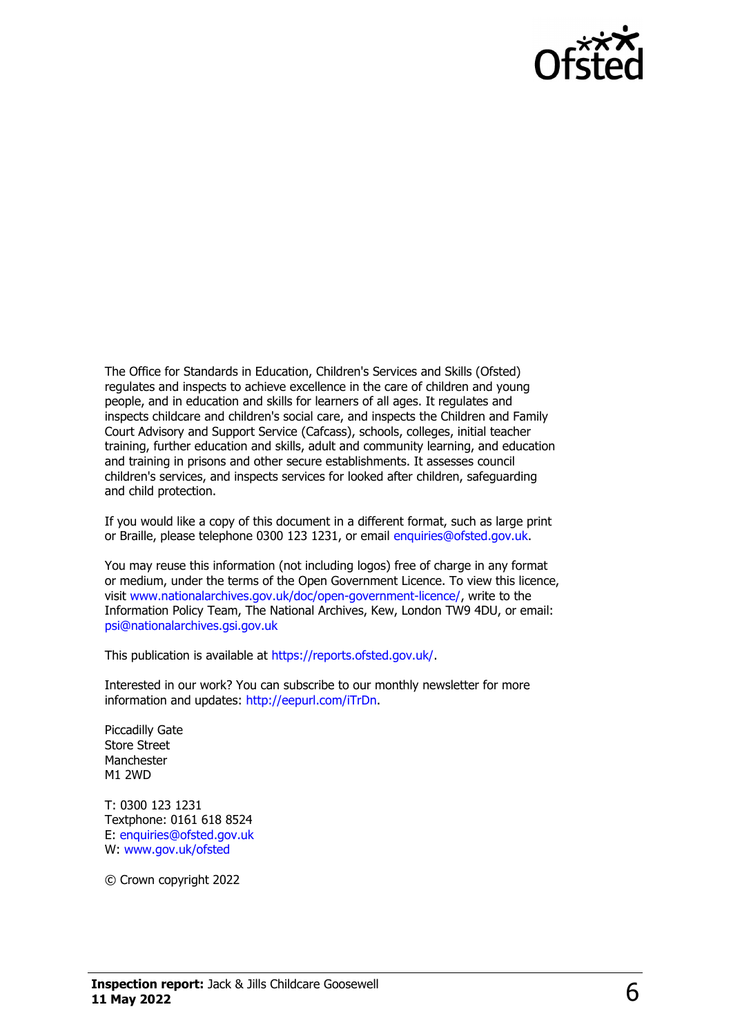The Office for Standards in Education, Children's Services and Skills (Ofsted) regulates and inspects to achieve excellence in the care of children and young people, and in education and skills for learners of all ages. It regulates and inspects childcare and children's social care, and inspects the Children and Family Court Advisory and Support Service (Cafcass), schools, colleges, initial teacher training, further education and skills, adult and community learning, and education and training in prisons and other secure establishments. It assesses council children's services, and inspects services for looked after children, safeguarding and child protection.

If you would like a copy of this document in a different format, such as large print or Braille, please telephone 0300 123 1231, or email enquiries@ofsted.gov.uk.

You may reuse this information (not including logos) free of charge in any format or medium, under the terms of the Open Government Licence. To view this licence, visit www.nationalarchives.gov.uk/doc/open-government-licence/, write to the Information Policy Team, The National Archives, Kew, London TW9 4DU, or email: psi@nationalarchives.gsi.gov.uk

This publication is available at https://reports.ofsted.gov.uk/.

Interested in our work? You can subscribe to our monthly newsletter for more information and updates: http://eepurl.com/iTrDn.

Piccadilly Gate
Store Street
Manchester
M1 2WD

T: 0300 123 1231
Textphone: 0161 618 8524
E: enquiries@ofsted.gov.uk
W: www.gov.uk/ofsted

© Crown copyright 2022